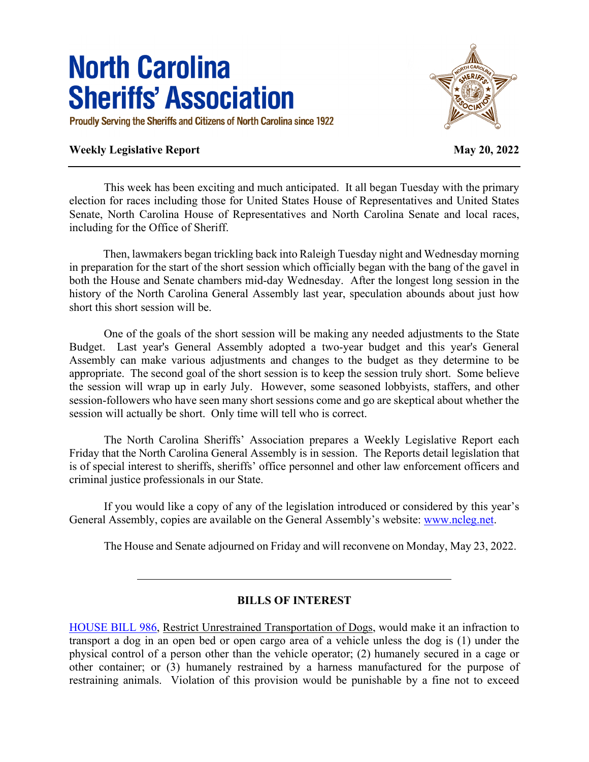# North Carolina Sheriffs' Association

Proudly Serving the Sheriffs and Citizens of North Carolina since 1922

**Weekly Legislative Report** **May 20, 2022**

---

This week has been exciting and much anticipated. It all began Tuesday with the primary election for races including those for United States House of Representatives and United States Senate, North Carolina House of Representatives and North Carolina Senate and local races, including for the Office of Sheriff.

Then, lawmakers began trickling back into Raleigh Tuesday night and Wednesday morning in preparation for the start of the short session which officially began with the bang of the gavel in both the House and Senate chambers mid-day Wednesday. After the longest long session in the history of the North Carolina General Assembly last year, speculation abounds about just how short this short session will be.

One of the goals of the short session will be making any needed adjustments to the State Budget. Last year's General Assembly adopted a two-year budget and this year's General Assembly can make various adjustments and changes to the budget as they determine to be appropriate. The second goal of the short session is to keep the session truly short. Some believe the session will wrap up in early July. However, some seasoned lobbyists, staffers, and other session-followers who have seen many short sessions come and go are skeptical about whether the session will actually be short. Only time will tell who is correct.

The North Carolina Sheriffs' Association prepares a Weekly Legislative Report each Friday that the North Carolina General Assembly is in session. The Reports detail legislation that is of special interest to sheriffs, sheriffs' office personnel and other law enforcement officers and criminal justice professionals in our State.

If you would like a copy of any of the legislation introduced or considered by this year's General Assembly, copies are available on the General Assembly's website: [www.ncleg.net](http://www.ncleg.net).

The House and Senate adjourned on Friday and will reconvene on Monday, May 23, 2022.

---

## BILLS OF INTEREST

[HOUSE BILL 986](#), Restrict Unrestrained Transportation of Dogs, would make it an infraction to transport a dog in an open bed or open cargo area of a vehicle unless the dog is (1) under the physical control of a person other than the vehicle operator; (2) humanely secured in a cage or other container; or (3) humanely restrained by a harness manufactured for the purpose of restraining animals. Violation of this provision would be punishable by a fine not to exceed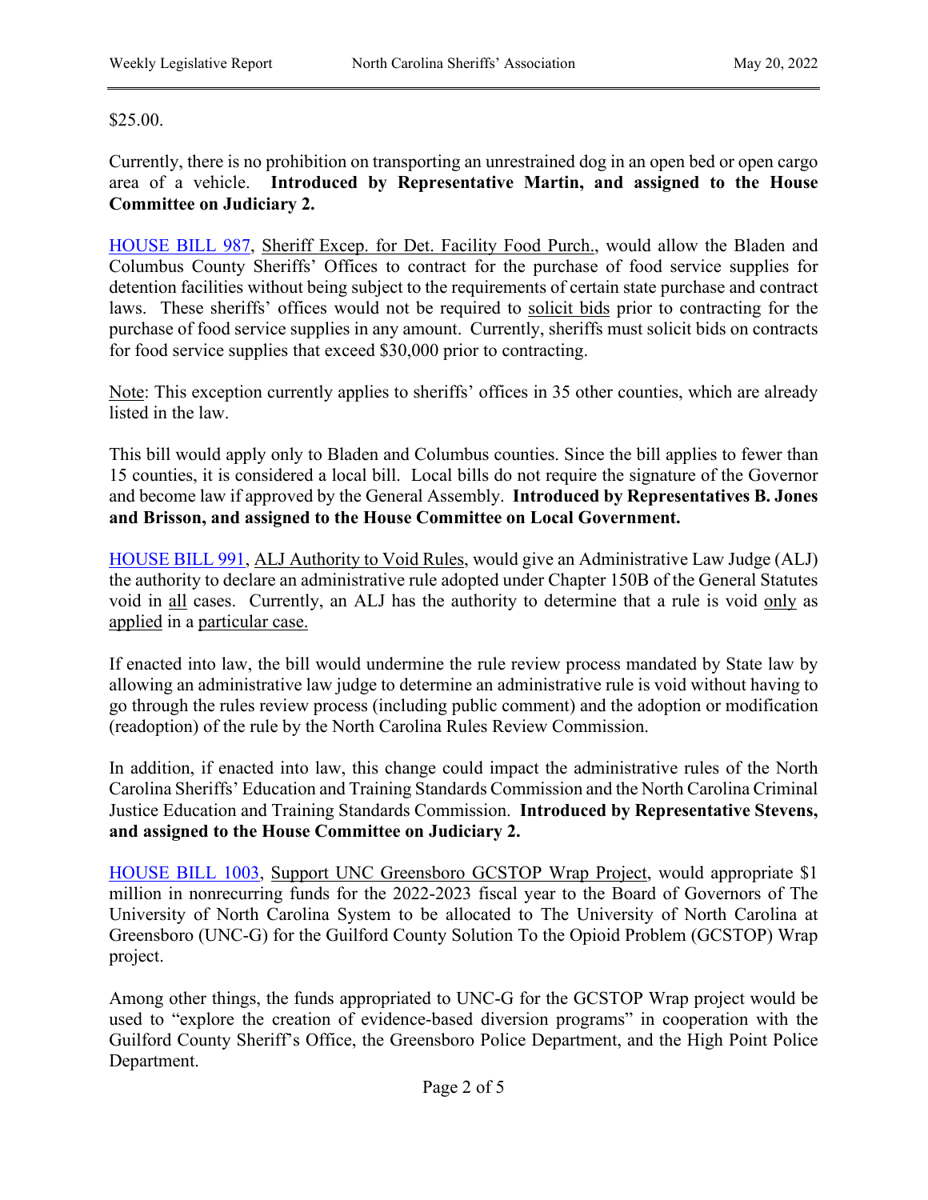$25.00.

Currently, there is no prohibition on transporting an unrestrained dog in an open bed or open cargo area of a vehicle. **Introduced by Representative Martin, and assigned to the House Committee on Judiciary 2.**

HOUSE BILL 987, Sheriff Excep. for Det. Facility Food Purch., would allow the Bladen and Columbus County Sheriffs' Offices to contract for the purchase of food service supplies for detention facilities without being subject to the requirements of certain state purchase and contract laws. These sheriffs' offices would not be required to solicit bids prior to contracting for the purchase of food service supplies in any amount. Currently, sheriffs must solicit bids on contracts for food service supplies that exceed $30,000 prior to contracting.

Note: This exception currently applies to sheriffs' offices in 35 other counties, which are already listed in the law.

This bill would apply only to Bladen and Columbus counties. Since the bill applies to fewer than 15 counties, it is considered a local bill. Local bills do not require the signature of the Governor and become law if approved by the General Assembly. **Introduced by Representatives B. Jones and Brisson, and assigned to the House Committee on Local Government.**

HOUSE BILL 991, ALJ Authority to Void Rules, would give an Administrative Law Judge (ALJ) the authority to declare an administrative rule adopted under Chapter 150B of the General Statutes void in all cases. Currently, an ALJ has the authority to determine that a rule is void only as applied in a particular case.

If enacted into law, the bill would undermine the rule review process mandated by State law by allowing an administrative law judge to determine an administrative rule is void without having to go through the rules review process (including public comment) and the adoption or modification (readoption) of the rule by the North Carolina Rules Review Commission.

In addition, if enacted into law, this change could impact the administrative rules of the North Carolina Sheriffs' Education and Training Standards Commission and the North Carolina Criminal Justice Education and Training Standards Commission. **Introduced by Representative Stevens, and assigned to the House Committee on Judiciary 2.**

HOUSE BILL 1003, Support UNC Greensboro GCSTOP Wrap Project, would appropriate $1 million in nonrecurring funds for the 2022-2023 fiscal year to the Board of Governors of The University of North Carolina System to be allocated to The University of North Carolina at Greensboro (UNC-G) for the Guilford County Solution To the Opioid Problem (GCSTOP) Wrap project.

Among other things, the funds appropriated to UNC-G for the GCSTOP Wrap project would be used to "explore the creation of evidence-based diversion programs" in cooperation with the Guilford County Sheriff's Office, the Greensboro Police Department, and the High Point Police Department.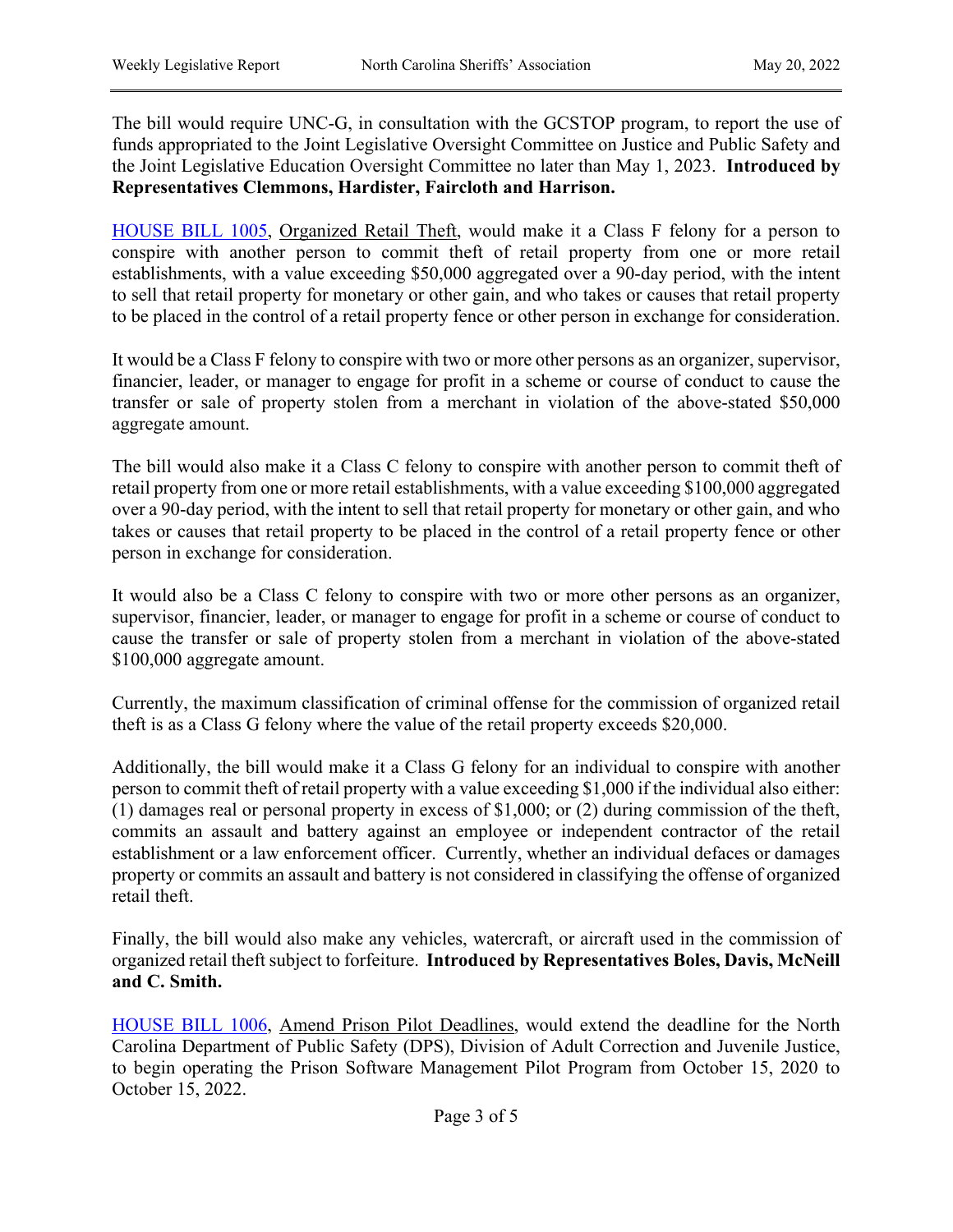The bill would require UNC-G, in consultation with the GCSTOP program, to report the use of funds appropriated to the Joint Legislative Oversight Committee on Justice and Public Safety and the Joint Legislative Education Oversight Committee no later than May 1, 2023. **Introduced by Representatives Clemmons, Hardister, Faircloth and Harrison.**

HOUSE BILL 1005, Organized Retail Theft, would make it a Class F felony for a person to conspire with another person to commit theft of retail property from one or more retail establishments, with a value exceeding $50,000 aggregated over a 90-day period, with the intent to sell that retail property for monetary or other gain, and who takes or causes that retail property to be placed in the control of a retail property fence or other person in exchange for consideration.

It would be a Class F felony to conspire with two or more other persons as an organizer, supervisor, financier, leader, or manager to engage for profit in a scheme or course of conduct to cause the transfer or sale of property stolen from a merchant in violation of the above-stated $50,000 aggregate amount.

The bill would also make it a Class C felony to conspire with another person to commit theft of retail property from one or more retail establishments, with a value exceeding $100,000 aggregated over a 90-day period, with the intent to sell that retail property for monetary or other gain, and who takes or causes that retail property to be placed in the control of a retail property fence or other person in exchange for consideration.

It would also be a Class C felony to conspire with two or more other persons as an organizer, supervisor, financier, leader, or manager to engage for profit in a scheme or course of conduct to cause the transfer or sale of property stolen from a merchant in violation of the above-stated $100,000 aggregate amount.

Currently, the maximum classification of criminal offense for the commission of organized retail theft is as a Class G felony where the value of the retail property exceeds $20,000.

Additionally, the bill would make it a Class G felony for an individual to conspire with another person to commit theft of retail property with a value exceeding $1,000 if the individual also either: (1) damages real or personal property in excess of $1,000; or (2) during commission of the theft, commits an assault and battery against an employee or independent contractor of the retail establishment or a law enforcement officer. Currently, whether an individual defaces or damages property or commits an assault and battery is not considered in classifying the offense of organized retail theft.

Finally, the bill would also make any vehicles, watercraft, or aircraft used in the commission of organized retail theft subject to forfeiture. **Introduced by Representatives Boles, Davis, McNeill and C. Smith.**

HOUSE BILL 1006, Amend Prison Pilot Deadlines, would extend the deadline for the North Carolina Department of Public Safety (DPS), Division of Adult Correction and Juvenile Justice, to begin operating the Prison Software Management Pilot Program from October 15, 2020 to October 15, 2022.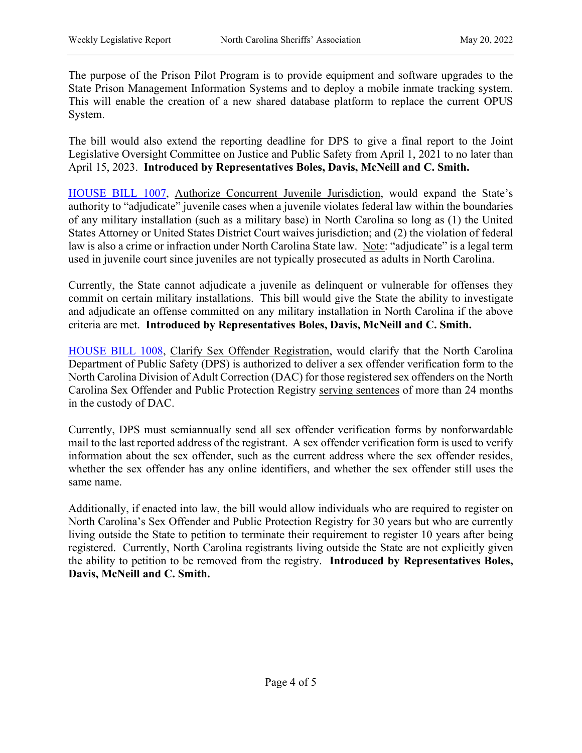The purpose of the Prison Pilot Program is to provide equipment and software upgrades to the State Prison Management Information Systems and to deploy a mobile inmate tracking system. This will enable the creation of a new shared database platform to replace the current OPUS System.

The bill would also extend the reporting deadline for DPS to give a final report to the Joint Legislative Oversight Committee on Justice and Public Safety from April 1, 2021 to no later than April 15, 2023. **Introduced by Representatives Boles, Davis, McNeill and C. Smith.**

HOUSE BILL 1007, Authorize Concurrent Juvenile Jurisdiction, would expand the State's authority to "adjudicate" juvenile cases when a juvenile violates federal law within the boundaries of any military installation (such as a military base) in North Carolina so long as (1) the United States Attorney or United States District Court waives jurisdiction; and (2) the violation of federal law is also a crime or infraction under North Carolina State law. Note: "adjudicate" is a legal term used in juvenile court since juveniles are not typically prosecuted as adults in North Carolina.

Currently, the State cannot adjudicate a juvenile as delinquent or vulnerable for offenses they commit on certain military installations. This bill would give the State the ability to investigate and adjudicate an offense committed on any military installation in North Carolina if the above criteria are met. **Introduced by Representatives Boles, Davis, McNeill and C. Smith.**

HOUSE BILL 1008, Clarify Sex Offender Registration, would clarify that the North Carolina Department of Public Safety (DPS) is authorized to deliver a sex offender verification form to the North Carolina Division of Adult Correction (DAC) for those registered sex offenders on the North Carolina Sex Offender and Public Protection Registry serving sentences of more than 24 months in the custody of DAC.

Currently, DPS must semiannually send all sex offender verification forms by nonforwardable mail to the last reported address of the registrant. A sex offender verification form is used to verify information about the sex offender, such as the current address where the sex offender resides, whether the sex offender has any online identifiers, and whether the sex offender still uses the same name.

Additionally, if enacted into law, the bill would allow individuals who are required to register on North Carolina's Sex Offender and Public Protection Registry for 30 years but who are currently living outside the State to petition to terminate their requirement to register 10 years after being registered. Currently, North Carolina registrants living outside the State are not explicitly given the ability to petition to be removed from the registry. **Introduced by Representatives Boles, Davis, McNeill and C. Smith.**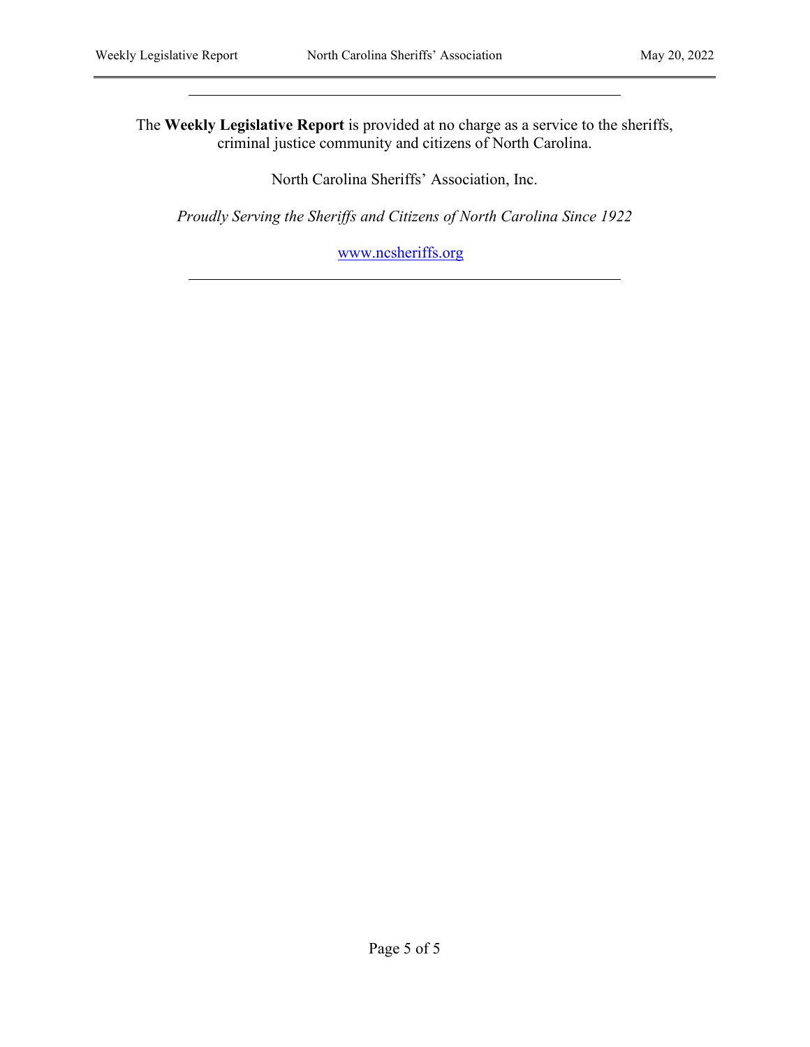---

The **Weekly Legislative Report** is provided at no charge as a service to the sheriffs, criminal justice community and citizens of North Carolina.

North Carolina Sheriffs' Association, Inc.

*Proudly Serving the Sheriffs and Citizens of North Carolina Since 1922*

[www.ncsheriffs.org](http://www.ncsheriffs.org)

---